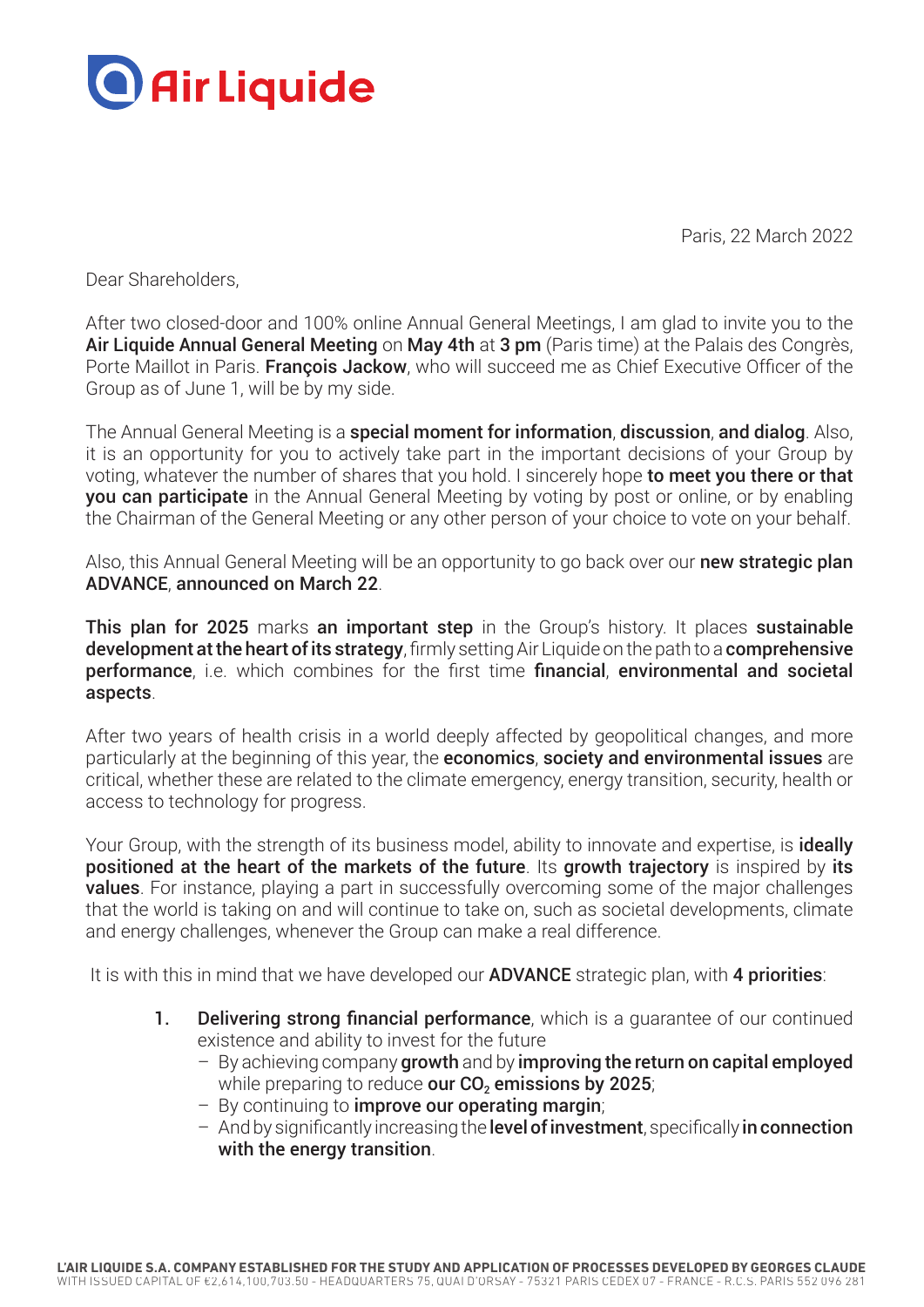Air Liquide

Paris, 22 March 2022

Dear Shareholders,

After two closed-door and 100% online Annual General Meetings, I am glad to invite you to the **Air Liquide Annual General Meeting** on **May 4th** at **3 pm** (Paris time) at the Palais des Congrès, Porte Maillot in Paris. **François Jackow**, who will succeed me as Chief Executive Officer of the Group as of June 1, will be by my side.

The Annual General Meeting is a **special moment for information**, **discussion**, **and dialog**. Also, it is an opportunity for you to actively take part in the important decisions of your Group by voting, whatever the number of shares that you hold. I sincerely hope **to meet you there or that you can participate** in the Annual General Meeting by voting by post or online, or by enabling the Chairman of the General Meeting or any other person of your choice to vote on your behalf.

Also, this Annual General Meeting will be an opportunity to go back over our **new strategic plan ADVANCE**, **announced on March 22**.

**This plan for 2025** marks **an important step** in the Group's history. It places **sustainable development at the heart of its strategy**, firmly setting Air Liquide on the path to a **comprehensive performance**, i.e. which combines for the first time **financial**, **environmental and societal aspects**.

After two years of health crisis in a world deeply affected by geopolitical changes, and more particularly at the beginning of this year, the **economics**, **society and environmental issues** are critical, whether these are related to the climate emergency, energy transition, security, health or access to technology for progress.

Your Group, with the strength of its business model, ability to innovate and expertise, is **ideally positioned at the heart of the markets of the future**. Its **growth trajectory** is inspired by **its values**. For instance, playing a part in successfully overcoming some of the major challenges that the world is taking on and will continue to take on, such as societal developments, climate and energy challenges, whenever the Group can make a real difference.

It is with this in mind that we have developed our **ADVANCE** strategic plan, with **4 priorities**:

1. **Delivering strong financial performance**, which is a guarantee of our continued existence and ability to invest for the future
   - By achieving company **growth** and by **improving the return on capital employed** while preparing to reduce **our $CO_2$ emissions by 2025**;
   - By continuing to **improve our operating margin**;
   - And by significantly increasing the **level of investment**, specifically **in connection with the energy transition**.

**L'AIR LIQUIDE S.A. COMPANY ESTABLISHED FOR THE STUDY AND APPLICATION OF PROCESSES DEVELOPED BY GEORGES CLAUDE**
WITH ISSUED CAPITAL OF €2,614,100,703.50 - HEADQUARTERS 75, QUAI D'ORSAY - 75321 PARIS CEDEX 07 - FRANCE - R.C.S. PARIS 552 096 281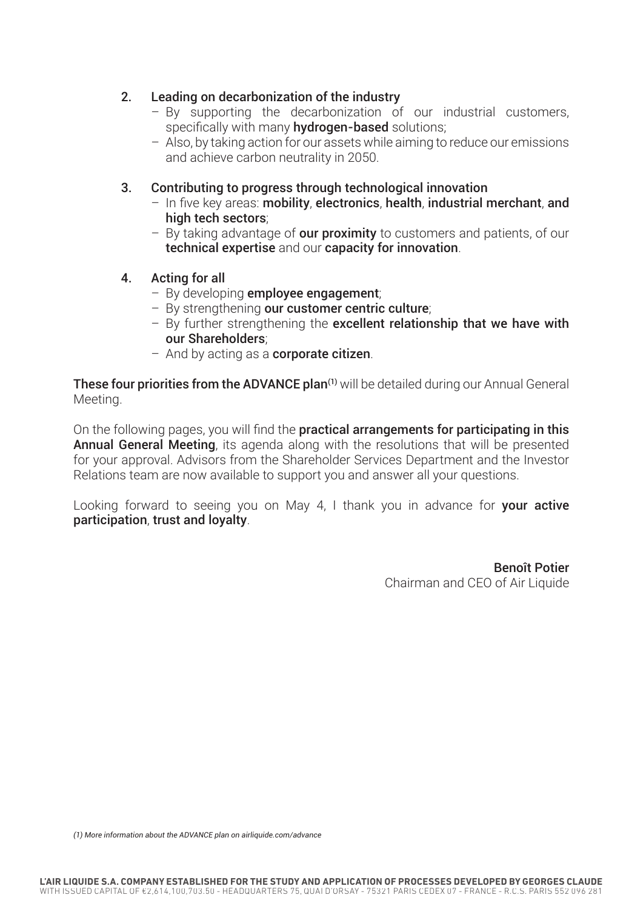2. **Leading on decarbonization of the industry**
   - By supporting the decarbonization of our industrial customers, specifically with many **hydrogen-based** solutions;
   - Also, by taking action for our assets while aiming to reduce our emissions and achieve carbon neutrality in 2050.

3. **Contributing to progress through technological innovation**
   - In five key areas: **mobility**, **electronics**, **health**, **industrial merchant**, **and high tech sectors**;
   - By taking advantage of **our proximity** to customers and patients, of our **technical expertise** and our **capacity for innovation**.

4. **Acting for all**
   - By developing **employee engagement**;
   - By strengthening **our customer centric culture**;
   - By further strengthening the **excellent relationship that we have with our Shareholders**;
   - And by acting as a **corporate citizen**.

**These four priorities from the ADVANCE plan**[1] will be detailed during our Annual General Meeting.

On the following pages, you will find the **practical arrangements for participating in this Annual General Meeting**, its agenda along with the resolutions that will be presented for your approval. Advisors from the Shareholder Services Department and the Investor Relations team are now available to support you and answer all your questions.

Looking forward to seeing you on May 4, I thank you in advance for **your active participation**, **trust and loyalty**.

**Benoît Potier**
Chairman and CEO of Air Liquide

*(1) More information about the ADVANCE plan on airliquide.com/advance*

**L'AIR LIQUIDE S.A. COMPANY ESTABLISHED FOR THE STUDY AND APPLICATION OF PROCESSES DEVELOPED BY GEORGES CLAUDE**
WITH ISSUED CAPITAL OF €2,614,100,703.50 - HEADQUARTERS 75, QUAI D'ORSAY - 75321 PARIS CEDEX 07 - FRANCE - R.C.S. PARIS 552 096 281